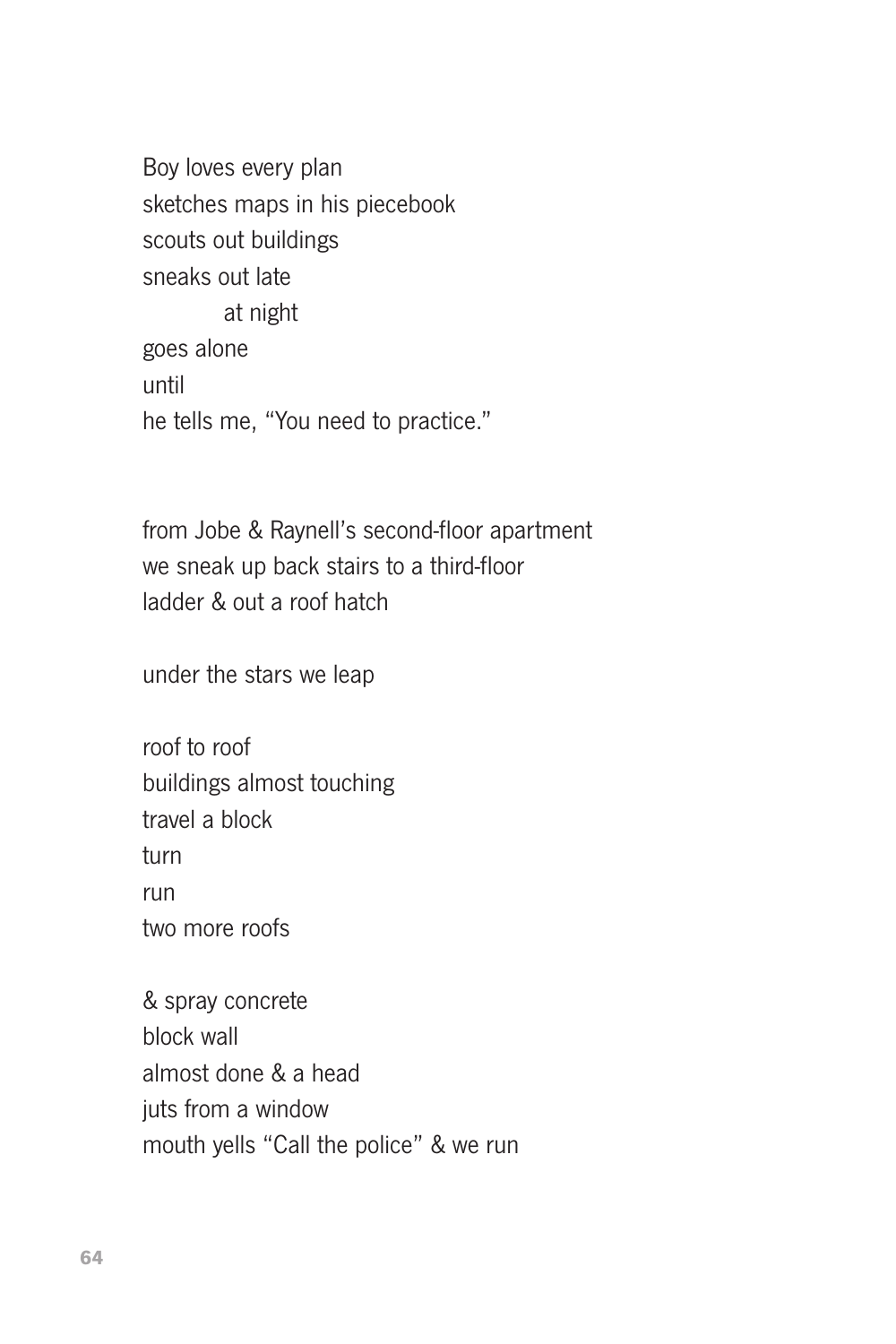Boy loves every plan  
sketches maps in his piecebook  
scouts out buildings  
sneaks out late  
&nbsp;&nbsp;&nbsp;&nbsp;&nbsp;&nbsp;&nbsp;&nbsp;&nbsp;&nbsp;&nbsp;&nbsp;at night  
goes alone  
until  
he tells me, "You need to practice."

from Jobe & Raynell's second-floor apartment  
we sneak up back stairs to a third-floor  
ladder & out a roof hatch

under the stars we leap

roof to roof  
buildings almost touching  
travel a block  
turn  
run  
two more roofs

& spray concrete  
block wall  
almost done & a head  
juts from a window  
mouth yells "Call the police" & we run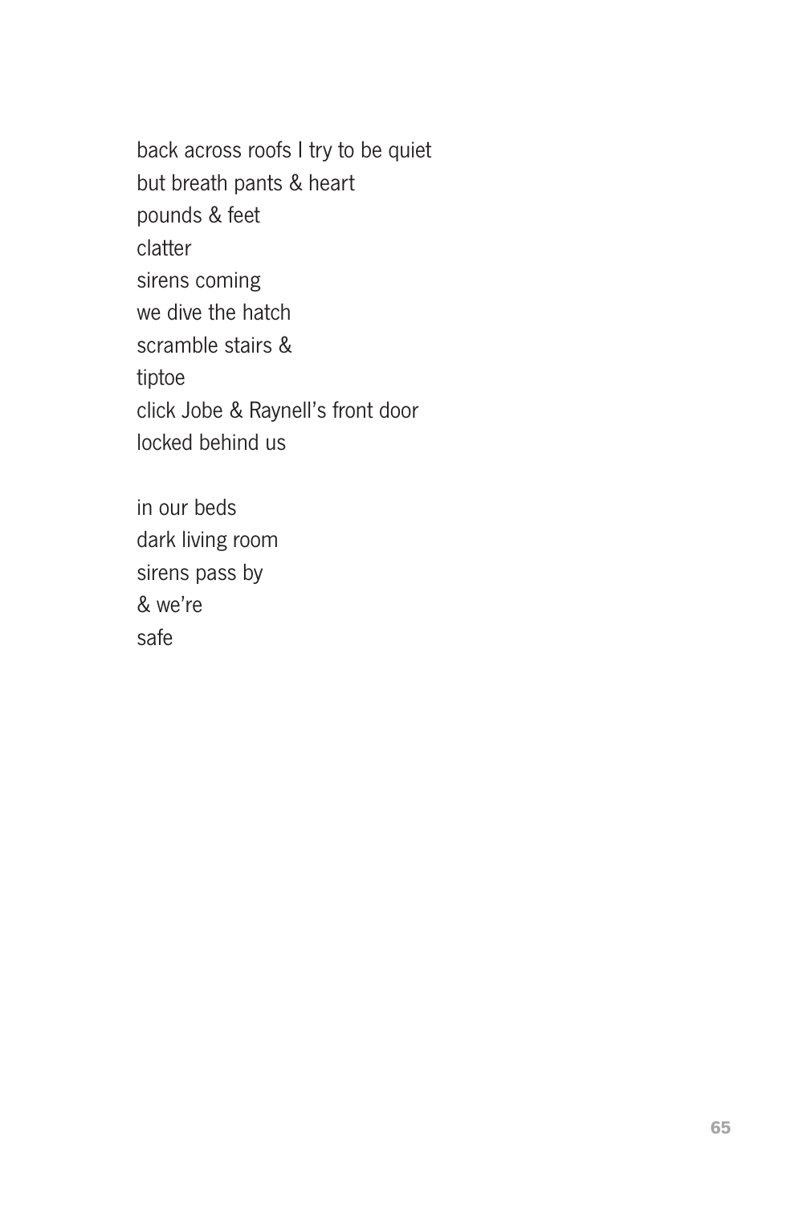back across roofs I try to be quiet
but breath pants & heart
pounds & feet
clatter
sirens coming
we dive the hatch
scramble stairs &
tiptoe
click Jobe & Raynell's front door
locked behind us

in our beds
dark living room
sirens pass by
& we're
safe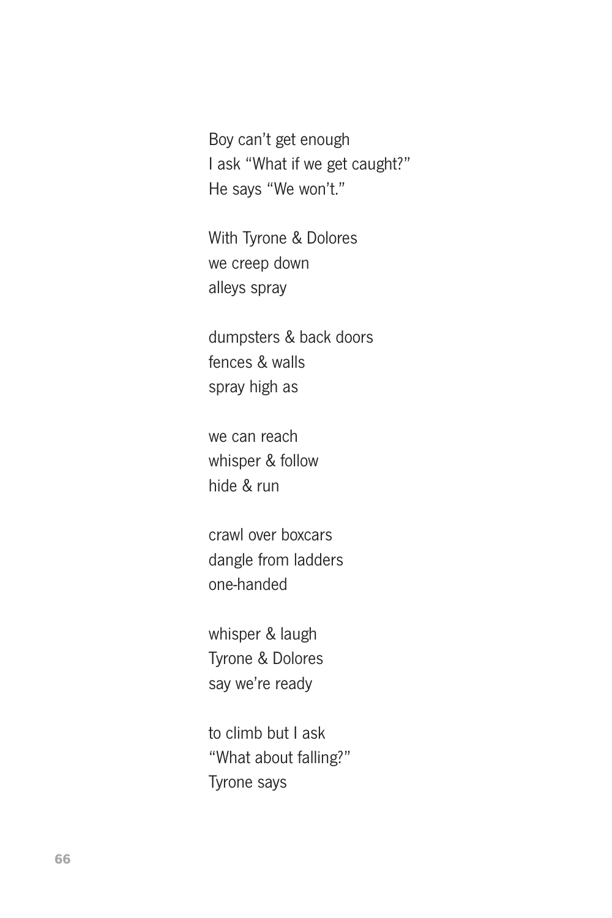Boy can't get enough  
I ask "What if we get caught?"  
He says "We won't."

With Tyrone & Dolores  
we creep down  
alleys spray

dumpsters & back doors  
fences & walls  
spray high as

we can reach  
whisper & follow  
hide & run

crawl over boxcars  
dangle from ladders  
one-handed

whisper & laugh  
Tyrone & Dolores  
say we're ready

to climb but I ask  
"What about falling?"  
Tyrone says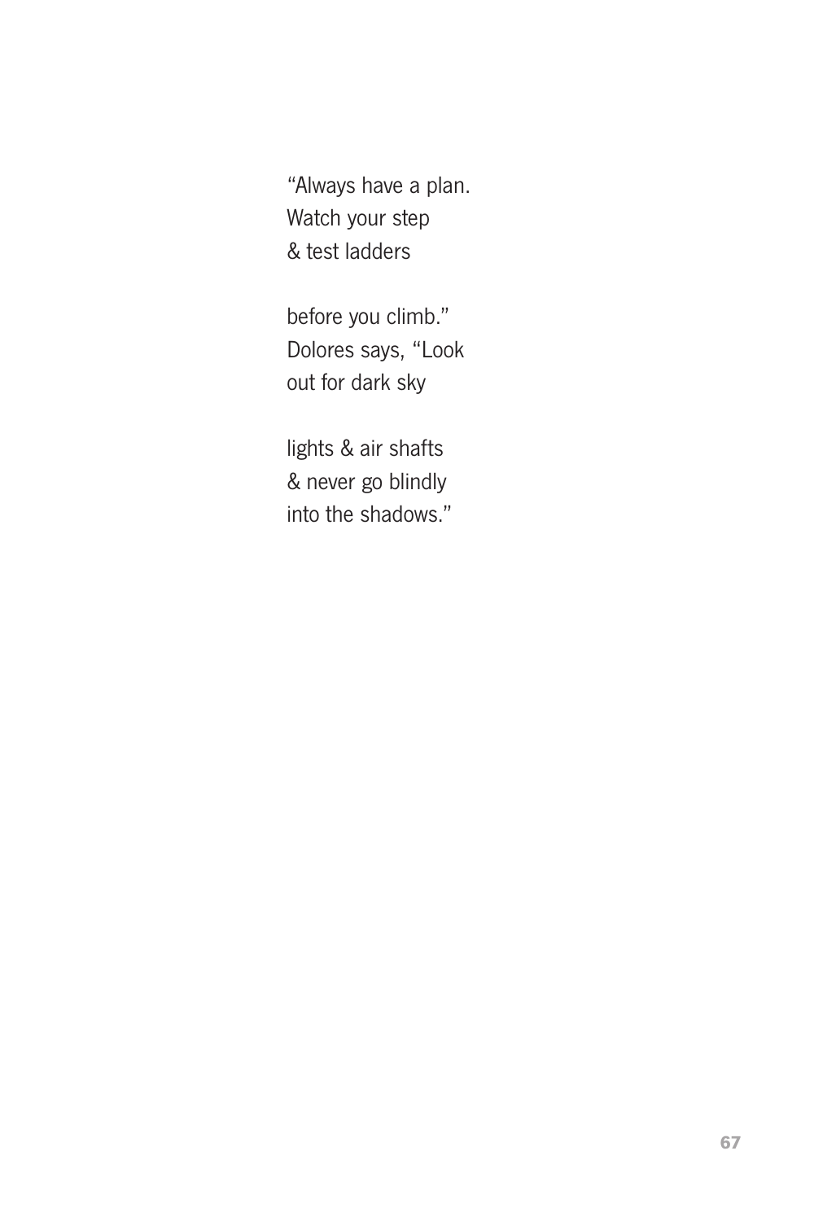"Always have a plan.
Watch your step
& test ladders

before you climb."
Dolores says, "Look
out for dark sky

lights & air shafts
& never go blindly
into the shadows."